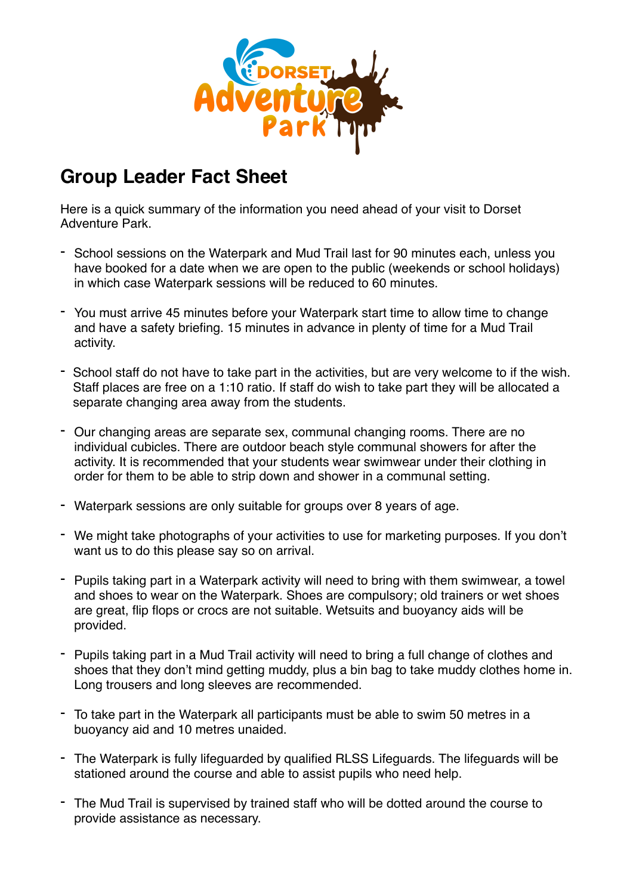# Group Leader Fact Sheet

Here is a quick summary of the information you need ahead of your visit to Dorset Adventure Park.

- School sessions on the Waterpark and Mud Trail last for 90 minutes each, unless you have booked for a date when we are open to the public (weekends or school holidays) in which case Waterpark sessions will be reduced to 60 minutes.

- You must arrive 45 minutes before your Waterpark start time to allow time to change and have a safety briefing. 15 minutes in advance in plenty of time for a Mud Trail activity.

- School staff do not have to take part in the activities, but are very welcome to if the wish. Staff places are free on a 1:10 ratio. If staff do wish to take part they will be allocated a separate changing area away from the students.

- Our changing areas are separate sex, communal changing rooms. There are no individual cubicles. There are outdoor beach style communal showers for after the activity. It is recommended that your students wear swimwear under their clothing in order for them to be able to strip down and shower in a communal setting.

- Waterpark sessions are only suitable for groups over 8 years of age.

- We might take photographs of your activities to use for marketing purposes. If you don't want us to do this please say so on arrival.

- Pupils taking part in a Waterpark activity will need to bring with them swimwear, a towel and shoes to wear on the Waterpark. Shoes are compulsory; old trainers or wet shoes are great, flip flops or crocs are not suitable. Wetsuits and buoyancy aids will be provided.

- Pupils taking part in a Mud Trail activity will need to bring a full change of clothes and shoes that they don't mind getting muddy, plus a bin bag to take muddy clothes home in. Long trousers and long sleeves are recommended.

- To take part in the Waterpark all participants must be able to swim 50 metres in a buoyancy aid and 10 metres unaided.

- The Waterpark is fully lifeguarded by qualified RLSS Lifeguards. The lifeguards will be stationed around the course and able to assist pupils who need help.

- The Mud Trail is supervised by trained staff who will be dotted around the course to provide assistance as necessary.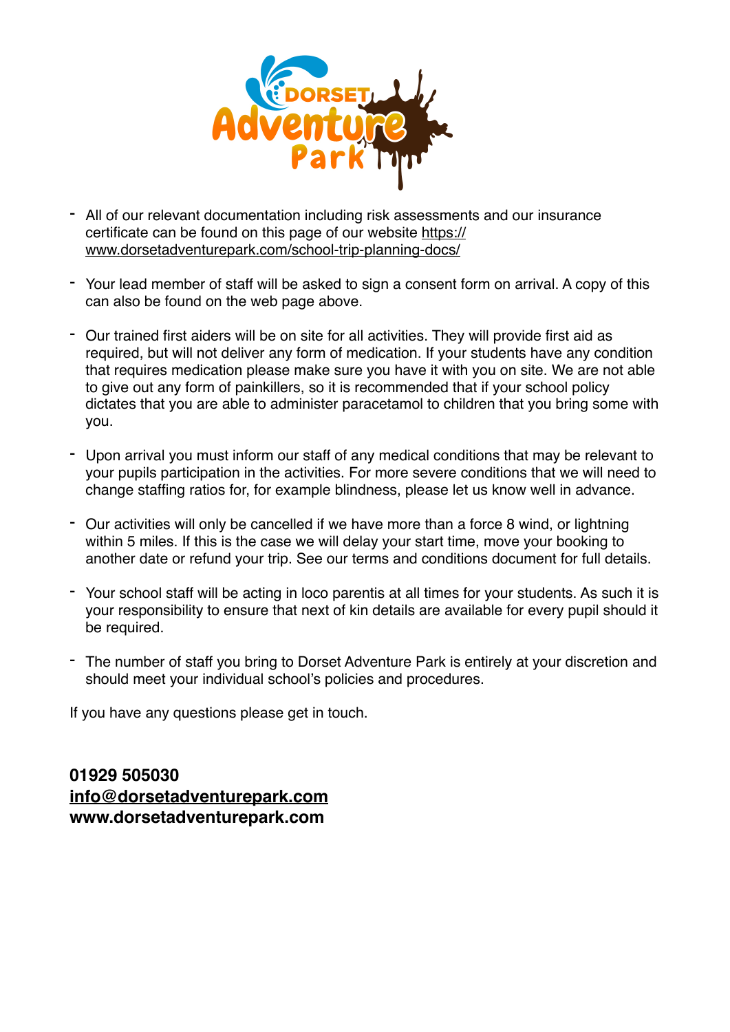- All of our relevant documentation including risk assessments and our insurance certificate can be found on this page of our website https://www.dorsetadventurepark.com/school-trip-planning-docs/

- Your lead member of staff will be asked to sign a consent form on arrival. A copy of this can also be found on the web page above.

- Our trained first aiders will be on site for all activities. They will provide first aid as required, but will not deliver any form of medication. If your students have any condition that requires medication please make sure you have it with you on site. We are not able to give out any form of painkillers, so it is recommended that if your school policy dictates that you are able to administer paracetamol to children that you bring some with you.

- Upon arrival you must inform our staff of any medical conditions that may be relevant to your pupils participation in the activities. For more severe conditions that we will need to change staffing ratios for, for example blindness, please let us know well in advance.

- Our activities will only be cancelled if we have more than a force 8 wind, or lightning within 5 miles. If this is the case we will delay your start time, move your booking to another date or refund your trip. See our terms and conditions document for full details.

- Your school staff will be acting in loco parentis at all times for your students. As such it is your responsibility to ensure that next of kin details are available for every pupil should it be required.

- The number of staff you bring to Dorset Adventure Park is entirely at your discretion and should meet your individual school's policies and procedures.

If you have any questions please get in touch.

**01929 505030**
**info@dorsetadventurepark.com**
**www.dorsetadventurepark.com**